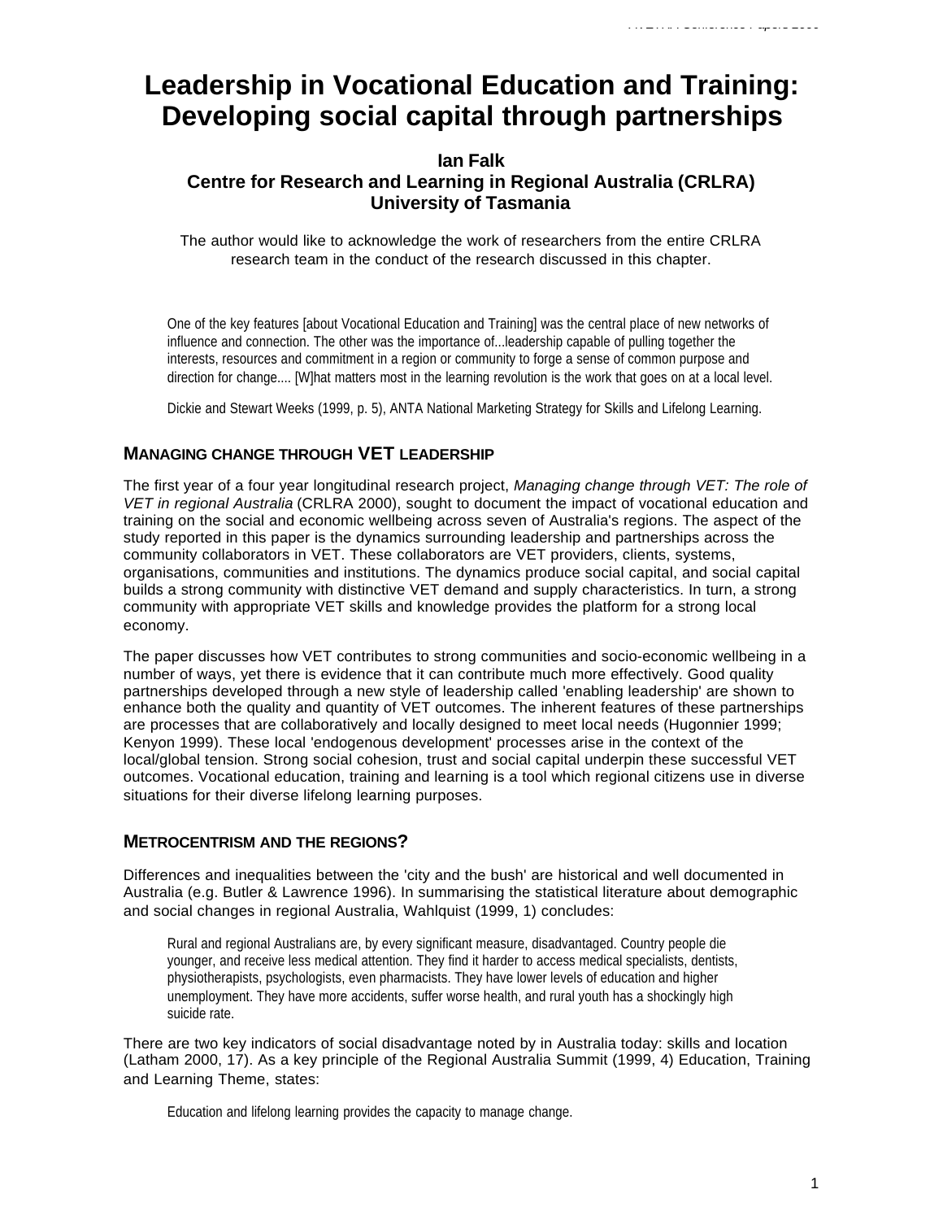# Leadership in Vocational Education and Training: Developing social capital through partnerships

**Ian Falk**
**Centre for Research and Learning in Regional Australia (CRLRA)**
**University of Tasmania**

The author would like to acknowledge the work of researchers from the entire CRLRA research team in the conduct of the research discussed in this chapter.

> One of the key features [about Vocational Education and Training] was the central place of new networks of influence and connection. The other was the importance of...leadership capable of pulling together the interests, resources and commitment in a region or community to forge a sense of common purpose and direction for change.... [W]hat matters most in the learning revolution is the work that goes on at a local level.
>
> Dickie and Stewart Weeks (1999, p. 5), ANTA National Marketing Strategy for Skills and Lifelong Learning.

## MANAGING CHANGE THROUGH VET LEADERSHIP

The first year of a four year longitudinal research project, *Managing change through VET: The role of VET in regional Australia* (CRLRA 2000), sought to document the impact of vocational education and training on the social and economic wellbeing across seven of Australia's regions. The aspect of the study reported in this paper is the dynamics surrounding leadership and partnerships across the community collaborators in VET. These collaborators are VET providers, clients, systems, organisations, communities and institutions. The dynamics produce social capital, and social capital builds a strong community with distinctive VET demand and supply characteristics. In turn, a strong community with appropriate VET skills and knowledge provides the platform for a strong local economy.

The paper discusses how VET contributes to strong communities and socio-economic wellbeing in a number of ways, yet there is evidence that it can contribute much more effectively. Good quality partnerships developed through a new style of leadership called 'enabling leadership' are shown to enhance both the quality and quantity of VET outcomes. The inherent features of these partnerships are processes that are collaboratively and locally designed to meet local needs (Hugonnier 1999; Kenyon 1999). These local 'endogenous development' processes arise in the context of the local/global tension. Strong social cohesion, trust and social capital underpin these successful VET outcomes. Vocational education, training and learning is a tool which regional citizens use in diverse situations for their diverse lifelong learning purposes.

## METROCENTRISM AND THE REGIONS?

Differences and inequalities between the 'city and the bush' are historical and well documented in Australia (e.g. Butler & Lawrence 1996). In summarising the statistical literature about demographic and social changes in regional Australia, Wahlquist (1999, 1) concludes:

> Rural and regional Australians are, by every significant measure, disadvantaged. Country people die younger, and receive less medical attention. They find it harder to access medical specialists, dentists, physiotherapists, psychologists, even pharmacists. They have lower levels of education and higher unemployment. They have more accidents, suffer worse health, and rural youth has a shockingly high suicide rate.

There are two key indicators of social disadvantage noted by in Australia today: skills and location (Latham 2000, 17). As a key principle of the Regional Australia Summit (1999, 4) Education, Training and Learning Theme, states:

> Education and lifelong learning provides the capacity to manage change.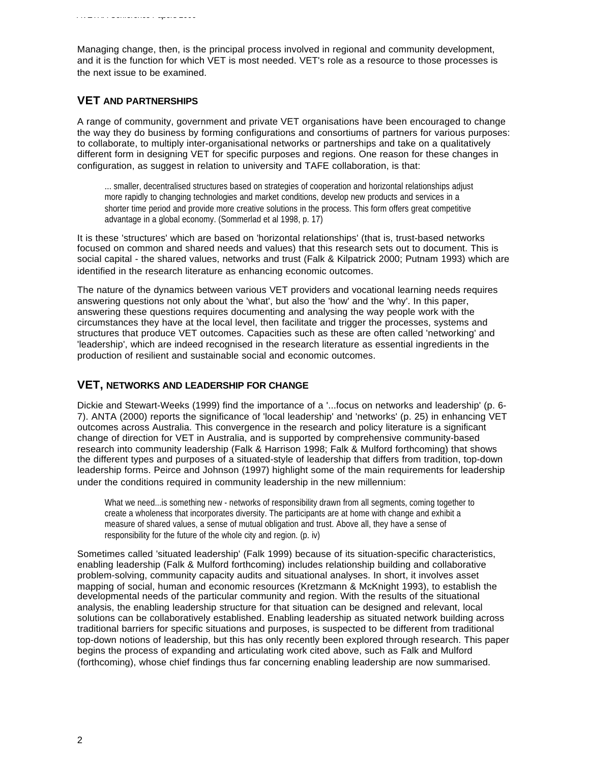Managing change, then, is the principal process involved in regional and community development, and it is the function for which VET is most needed. VET's role as a resource to those processes is the next issue to be examined.

## VET AND PARTNERSHIPS

A range of community, government and private VET organisations have been encouraged to change the way they do business by forming configurations and consortiums of partners for various purposes: to collaborate, to multiply inter-organisational networks or partnerships and take on a qualitatively different form in designing VET for specific purposes and regions. One reason for these changes in configuration, as suggest in relation to university and TAFE collaboration, is that:

> ... smaller, decentralised structures based on strategies of cooperation and horizontal relationships adjust more rapidly to changing technologies and market conditions, develop new products and services in a shorter time period and provide more creative solutions in the process. This form offers great competitive advantage in a global economy. (Sommerlad et al 1998, p. 17)

It is these 'structures' which are based on 'horizontal relationships' (that is, trust-based networks focused on common and shared needs and values) that this research sets out to document. This is social capital - the shared values, networks and trust (Falk & Kilpatrick 2000; Putnam 1993) which are identified in the research literature as enhancing economic outcomes.

The nature of the dynamics between various VET providers and vocational learning needs requires answering questions not only about the 'what', but also the 'how' and the 'why'. In this paper, answering these questions requires documenting and analysing the way people work with the circumstances they have at the local level, then facilitate and trigger the processes, systems and structures that produce VET outcomes. Capacities such as these are often called 'networking' and 'leadership', which are indeed recognised in the research literature as essential ingredients in the production of resilient and sustainable social and economic outcomes.

## VET, NETWORKS AND LEADERSHIP FOR CHANGE

Dickie and Stewart-Weeks (1999) find the importance of a '...focus on networks and leadership' (p. 6-7). ANTA (2000) reports the significance of 'local leadership' and 'networks' (p. 25) in enhancing VET outcomes across Australia. This convergence in the research and policy literature is a significant change of direction for VET in Australia, and is supported by comprehensive community-based research into community leadership (Falk & Harrison 1998; Falk & Mulford forthcoming) that shows the different types and purposes of a situated-style of leadership that differs from tradition, top-down leadership forms. Peirce and Johnson (1997) highlight some of the main requirements for leadership under the conditions required in community leadership in the new millennium:

> What we need...is something new - networks of responsibility drawn from all segments, coming together to create a wholeness that incorporates diversity. The participants are at home with change and exhibit a measure of shared values, a sense of mutual obligation and trust. Above all, they have a sense of responsibility for the future of the whole city and region. (p. iv)

Sometimes called 'situated leadership' (Falk 1999) because of its situation-specific characteristics, enabling leadership (Falk & Mulford forthcoming) includes relationship building and collaborative problem-solving, community capacity audits and situational analyses. In short, it involves asset mapping of social, human and economic resources (Kretzmann & McKnight 1993), to establish the developmental needs of the particular community and region. With the results of the situational analysis, the enabling leadership structure for that situation can be designed and relevant, local solutions can be collaboratively established. Enabling leadership as situated network building across traditional barriers for specific situations and purposes, is suspected to be different from traditional top-down notions of leadership, but this has only recently been explored through research. This paper begins the process of expanding and articulating work cited above, such as Falk and Mulford (forthcoming), whose chief findings thus far concerning enabling leadership are now summarised.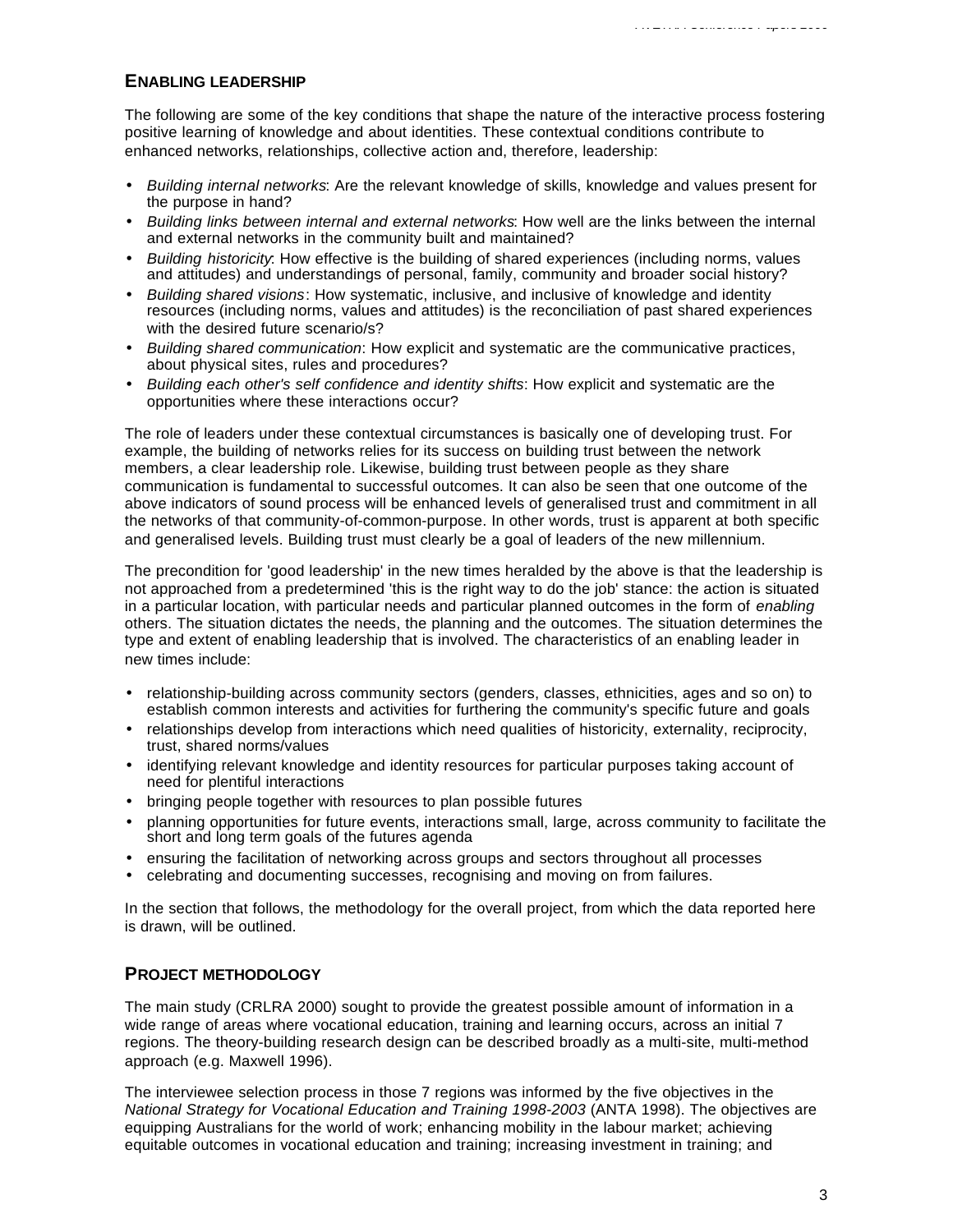## ENABLING LEADERSHIP

The following are some of the key conditions that shape the nature of the interactive process fostering positive learning of knowledge and about identities. These contextual conditions contribute to enhanced networks, relationships, collective action and, therefore, leadership:

- *Building internal networks*: Are the relevant knowledge of skills, knowledge and values present for the purpose in hand?
- *Building links between internal and external networks*: How well are the links between the internal and external networks in the community built and maintained?
- *Building historicity*: How effective is the building of shared experiences (including norms, values and attitudes) and understandings of personal, family, community and broader social history?
- *Building shared visions*: How systematic, inclusive, and inclusive of knowledge and identity resources (including norms, values and attitudes) is the reconciliation of past shared experiences with the desired future scenario/s?
- *Building shared communication*: How explicit and systematic are the communicative practices, about physical sites, rules and procedures?
- *Building each other's self confidence and identity shifts*: How explicit and systematic are the opportunities where these interactions occur?

The role of leaders under these contextual circumstances is basically one of developing trust. For example, the building of networks relies for its success on building trust between the network members, a clear leadership role. Likewise, building trust between people as they share communication is fundamental to successful outcomes. It can also be seen that one outcome of the above indicators of sound process will be enhanced levels of generalised trust and commitment in all the networks of that community-of-common-purpose. In other words, trust is apparent at both specific and generalised levels. Building trust must clearly be a goal of leaders of the new millennium.

The precondition for 'good leadership' in the new times heralded by the above is that the leadership is not approached from a predetermined 'this is the right way to do the job' stance: the action is situated in a particular location, with particular needs and particular planned outcomes in the form of *enabling* others. The situation dictates the needs, the planning and the outcomes. The situation determines the type and extent of enabling leadership that is involved. The characteristics of an enabling leader in new times include:

- relationship-building across community sectors (genders, classes, ethnicities, ages and so on) to establish common interests and activities for furthering the community's specific future and goals
- relationships develop from interactions which need qualities of historicity, externality, reciprocity, trust, shared norms/values
- identifying relevant knowledge and identity resources for particular purposes taking account of need for plentiful interactions
- bringing people together with resources to plan possible futures
- planning opportunities for future events, interactions small, large, across community to facilitate the short and long term goals of the futures agenda
- ensuring the facilitation of networking across groups and sectors throughout all processes
- celebrating and documenting successes, recognising and moving on from failures.

In the section that follows, the methodology for the overall project, from which the data reported here is drawn, will be outlined.

## PROJECT METHODOLOGY

The main study (CRLRA 2000) sought to provide the greatest possible amount of information in a wide range of areas where vocational education, training and learning occurs, across an initial 7 regions. The theory-building research design can be described broadly as a multi-site, multi-method approach (e.g. Maxwell 1996).

The interviewee selection process in those 7 regions was informed by the five objectives in the *National Strategy for Vocational Education and Training 1998-2003* (ANTA 1998). The objectives are equipping Australians for the world of work; enhancing mobility in the labour market; achieving equitable outcomes in vocational education and training; increasing investment in training; and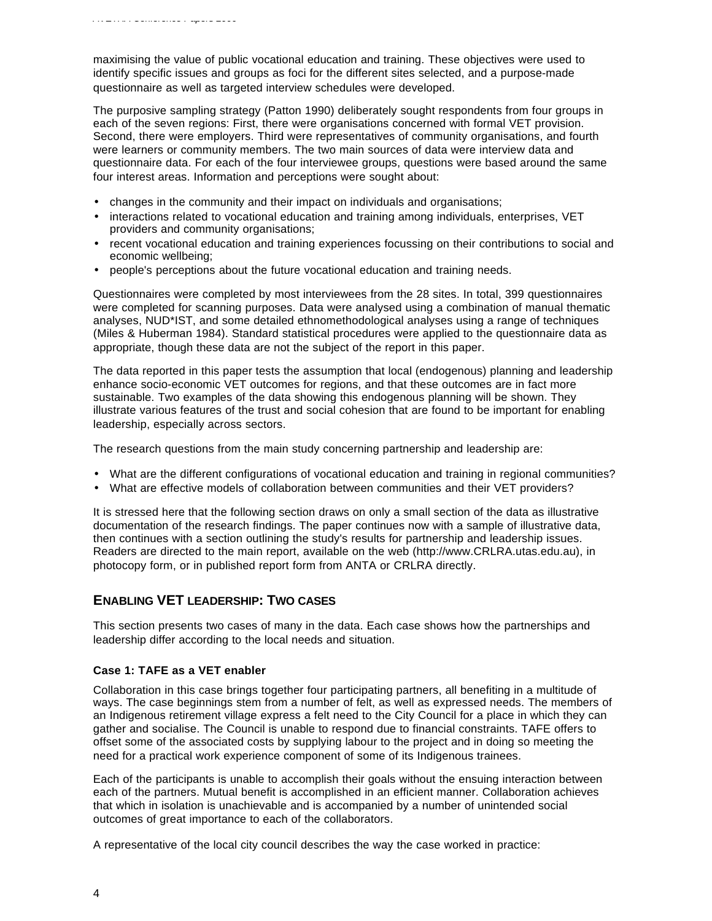maximising the value of public vocational education and training. These objectives were used to identify specific issues and groups as foci for the different sites selected, and a purpose-made questionnaire as well as targeted interview schedules were developed.

The purposive sampling strategy (Patton 1990) deliberately sought respondents from four groups in each of the seven regions: First, there were organisations concerned with formal VET provision. Second, there were employers. Third were representatives of community organisations, and fourth were learners or community members. The two main sources of data were interview data and questionnaire data. For each of the four interviewee groups, questions were based around the same four interest areas. Information and perceptions were sought about:

- changes in the community and their impact on individuals and organisations;
- interactions related to vocational education and training among individuals, enterprises, VET providers and community organisations;
- recent vocational education and training experiences focussing on their contributions to social and economic wellbeing;
- people's perceptions about the future vocational education and training needs.

Questionnaires were completed by most interviewees from the 28 sites. In total, 399 questionnaires were completed for scanning purposes. Data were analysed using a combination of manual thematic analyses, NUD*IST, and some detailed ethnomethodological analyses using a range of techniques (Miles & Huberman 1984). Standard statistical procedures were applied to the questionnaire data as appropriate, though these data are not the subject of the report in this paper.

The data reported in this paper tests the assumption that local (endogenous) planning and leadership enhance socio-economic VET outcomes for regions, and that these outcomes are in fact more sustainable. Two examples of the data showing this endogenous planning will be shown. They illustrate various features of the trust and social cohesion that are found to be important for enabling leadership, especially across sectors.

The research questions from the main study concerning partnership and leadership are:

- What are the different configurations of vocational education and training in regional communities?
- What are effective models of collaboration between communities and their VET providers?

It is stressed here that the following section draws on only a small section of the data as illustrative documentation of the research findings. The paper continues now with a sample of illustrative data, then continues with a section outlining the study's results for partnership and leadership issues. Readers are directed to the main report, available on the web (http://www.CRLRA.utas.edu.au), in photocopy form, or in published report form from ANTA or CRLRA directly.

## ENABLING VET LEADERSHIP: TWO CASES

This section presents two cases of many in the data. Each case shows how the partnerships and leadership differ according to the local needs and situation.

### Case 1: TAFE as a VET enabler

Collaboration in this case brings together four participating partners, all benefiting in a multitude of ways. The case beginnings stem from a number of felt, as well as expressed needs. The members of an Indigenous retirement village express a felt need to the City Council for a place in which they can gather and socialise. The Council is unable to respond due to financial constraints. TAFE offers to offset some of the associated costs by supplying labour to the project and in doing so meeting the need for a practical work experience component of some of its Indigenous trainees.

Each of the participants is unable to accomplish their goals without the ensuing interaction between each of the partners. Mutual benefit is accomplished in an efficient manner. Collaboration achieves that which in isolation is unachievable and is accompanied by a number of unintended social outcomes of great importance to each of the collaborators.

A representative of the local city council describes the way the case worked in practice: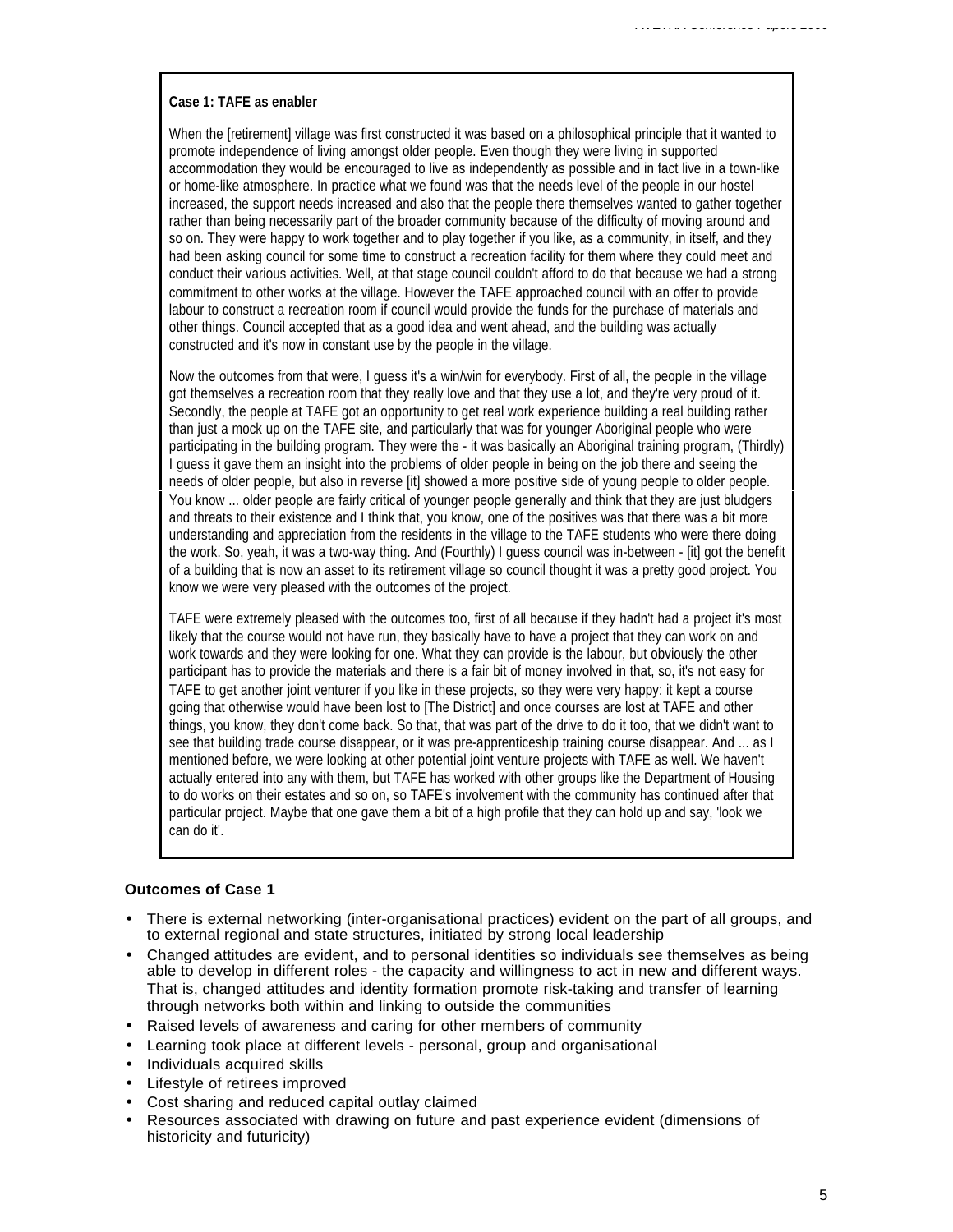**Case 1: TAFE as enabler**

When the [retirement] village was first constructed it was based on a philosophical principle that it wanted to promote independence of living amongst older people. Even though they were living in supported accommodation they would be encouraged to live as independently as possible and in fact live in a town-like or home-like atmosphere. In practice what we found was that the needs level of the people in our hostel increased, the support needs increased and also that the people there themselves wanted to gather together rather than being necessarily part of the broader community because of the difficulty of moving around and so on. They were happy to work together and to play together if you like, as a community, in itself, and they had been asking council for some time to construct a recreation facility for them where they could meet and conduct their various activities. Well, at that stage council couldn't afford to do that because we had a strong commitment to other works at the village. However the TAFE approached council with an offer to provide labour to construct a recreation room if council would provide the funds for the purchase of materials and other things. Council accepted that as a good idea and went ahead, and the building was actually constructed and it's now in constant use by the people in the village.

Now the outcomes from that were, I guess it's a win/win for everybody. First of all, the people in the village got themselves a recreation room that they really love and that they use a lot, and they're very proud of it. Secondly, the people at TAFE got an opportunity to get real work experience building a real building rather than just a mock up on the TAFE site, and particularly that was for younger Aboriginal people who were participating in the building program. They were the - it was basically an Aboriginal training program, (Thirdly) I guess it gave them an insight into the problems of older people in being on the job there and seeing the needs of older people, but also in reverse [it] showed a more positive side of young people to older people. You know ... older people are fairly critical of younger people generally and think that they are just bludgers and threats to their existence and I think that, you know, one of the positives was that there was a bit more understanding and appreciation from the residents in the village to the TAFE students who were there doing the work. So, yeah, it was a two-way thing. And (Fourthly) I guess council was in-between - [it] got the benefit of a building that is now an asset to its retirement village so council thought it was a pretty good project. You know we were very pleased with the outcomes of the project.

TAFE were extremely pleased with the outcomes too, first of all because if they hadn't had a project it's most likely that the course would not have run, they basically have to have a project that they can work on and work towards and they were looking for one. What they can provide is the labour, but obviously the other participant has to provide the materials and there is a fair bit of money involved in that, so, it's not easy for TAFE to get another joint venturer if you like in these projects, so they were very happy: it kept a course going that otherwise would have been lost to [The District] and once courses are lost at TAFE and other things, you know, they don't come back. So that, that was part of the drive to do it too, that we didn't want to see that building trade course disappear, or it was pre-apprenticeship training course disappear. And ... as I mentioned before, we were looking at other potential joint venture projects with TAFE as well. We haven't actually entered into any with them, but TAFE has worked with other groups like the Department of Housing to do works on their estates and so on, so TAFE's involvement with the community has continued after that particular project. Maybe that one gave them a bit of a high profile that they can hold up and say, 'look we can do it'.

**Outcomes of Case 1**

- There is external networking (inter-organisational practices) evident on the part of all groups, and to external regional and state structures, initiated by strong local leadership
- Changed attitudes are evident, and to personal identities so individuals see themselves as being able to develop in different roles - the capacity and willingness to act in new and different ways. That is, changed attitudes and identity formation promote risk-taking and transfer of learning through networks both within and linking to outside the communities
- Raised levels of awareness and caring for other members of community
- Learning took place at different levels - personal, group and organisational
- Individuals acquired skills
- Lifestyle of retirees improved
- Cost sharing and reduced capital outlay claimed
- Resources associated with drawing on future and past experience evident (dimensions of historicity and futuricity)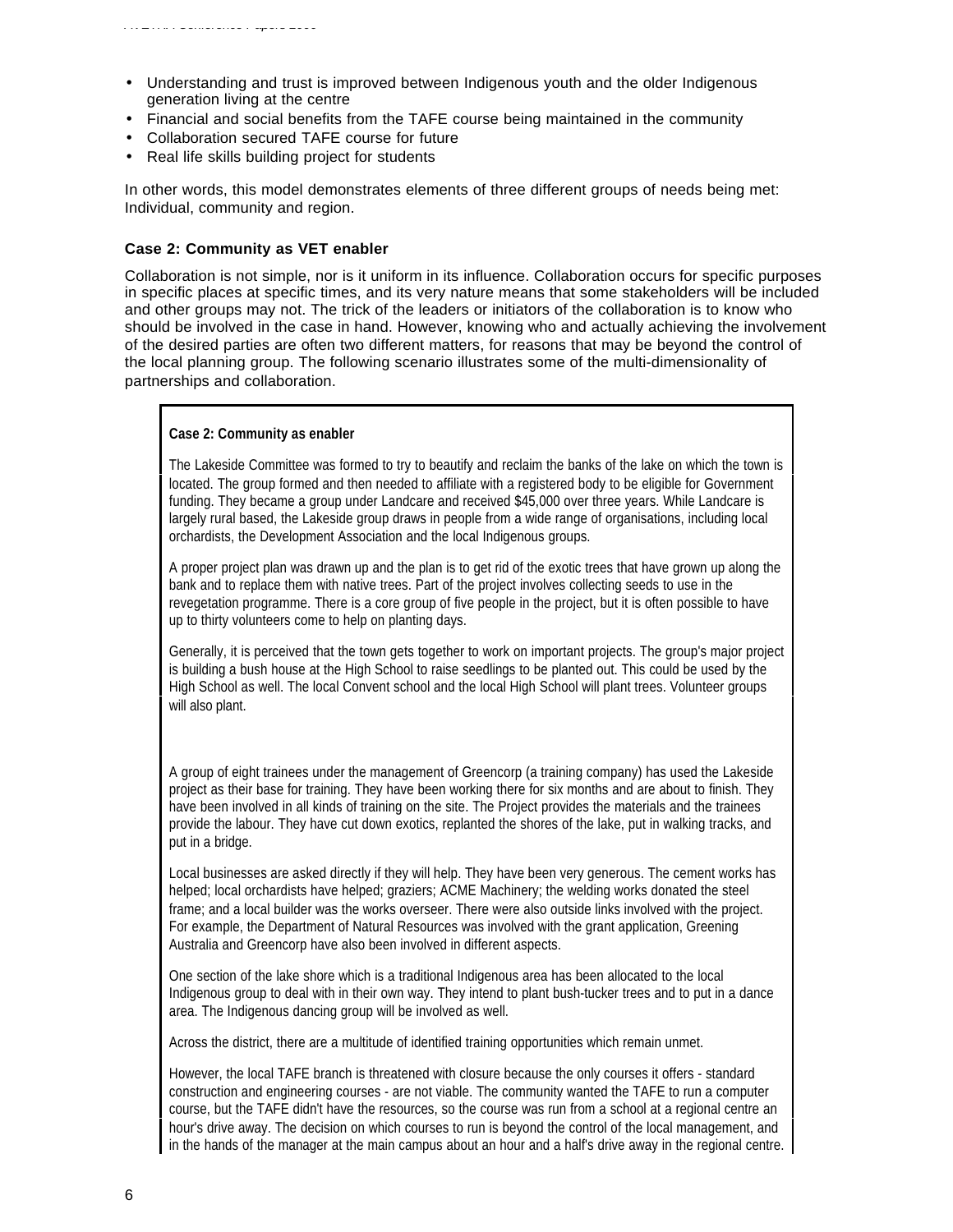- Understanding and trust is improved between Indigenous youth and the older Indigenous generation living at the centre
- Financial and social benefits from the TAFE course being maintained in the community
- Collaboration secured TAFE course for future
- Real life skills building project for students

In other words, this model demonstrates elements of three different groups of needs being met: Individual, community and region.

### Case 2: Community as VET enabler

Collaboration is not simple, nor is it uniform in its influence. Collaboration occurs for specific purposes in specific places at specific times, and its very nature means that some stakeholders will be included and other groups may not. The trick of the leaders or initiators of the collaboration is to know who should be involved in the case in hand. However, knowing who and actually achieving the involvement of the desired parties are often two different matters, for reasons that may be beyond the control of the local planning group. The following scenario illustrates some of the multi-dimensionality of partnerships and collaboration.

**Case 2: Community as enabler**

The Lakeside Committee was formed to try to beautify and reclaim the banks of the lake on which the town is located. The group formed and then needed to affiliate with a registered body to be eligible for Government funding. They became a group under Landcare and received $45,000 over three years. While Landcare is largely rural based, the Lakeside group draws in people from a wide range of organisations, including local orchardists, the Development Association and the local Indigenous groups.

A proper project plan was drawn up and the plan is to get rid of the exotic trees that have grown up along the bank and to replace them with native trees. Part of the project involves collecting seeds to use in the revegetation programme. There is a core group of five people in the project, but it is often possible to have up to thirty volunteers come to help on planting days.

Generally, it is perceived that the town gets together to work on important projects. The group's major project is building a bush house at the High School to raise seedlings to be planted out. This could be used by the High School as well. The local Convent school and the local High School will plant trees. Volunteer groups will also plant.

A group of eight trainees under the management of Greencorp (a training company) has used the Lakeside project as their base for training. They have been working there for six months and are about to finish. They have been involved in all kinds of training on the site. The Project provides the materials and the trainees provide the labour. They have cut down exotics, replanted the shores of the lake, put in walking tracks, and put in a bridge.

Local businesses are asked directly if they will help. They have been very generous. The cement works has helped; local orchardists have helped; graziers; ACME Machinery; the welding works donated the steel frame; and a local builder was the works overseer. There were also outside links involved with the project. For example, the Department of Natural Resources was involved with the grant application, Greening Australia and Greencorp have also been involved in different aspects.

One section of the lake shore which is a traditional Indigenous area has been allocated to the local Indigenous group to deal with in their own way. They intend to plant bush-tucker trees and to put in a dance area. The Indigenous dancing group will be involved as well.

Across the district, there are a multitude of identified training opportunities which remain unmet.

However, the local TAFE branch is threatened with closure because the only courses it offers - standard construction and engineering courses - are not viable. The community wanted the TAFE to run a computer course, but the TAFE didn't have the resources, so the course was run from a school at a regional centre an hour's drive away. The decision on which courses to run is beyond the control of the local management, and in the hands of the manager at the main campus about an hour and a half's drive away in the regional centre.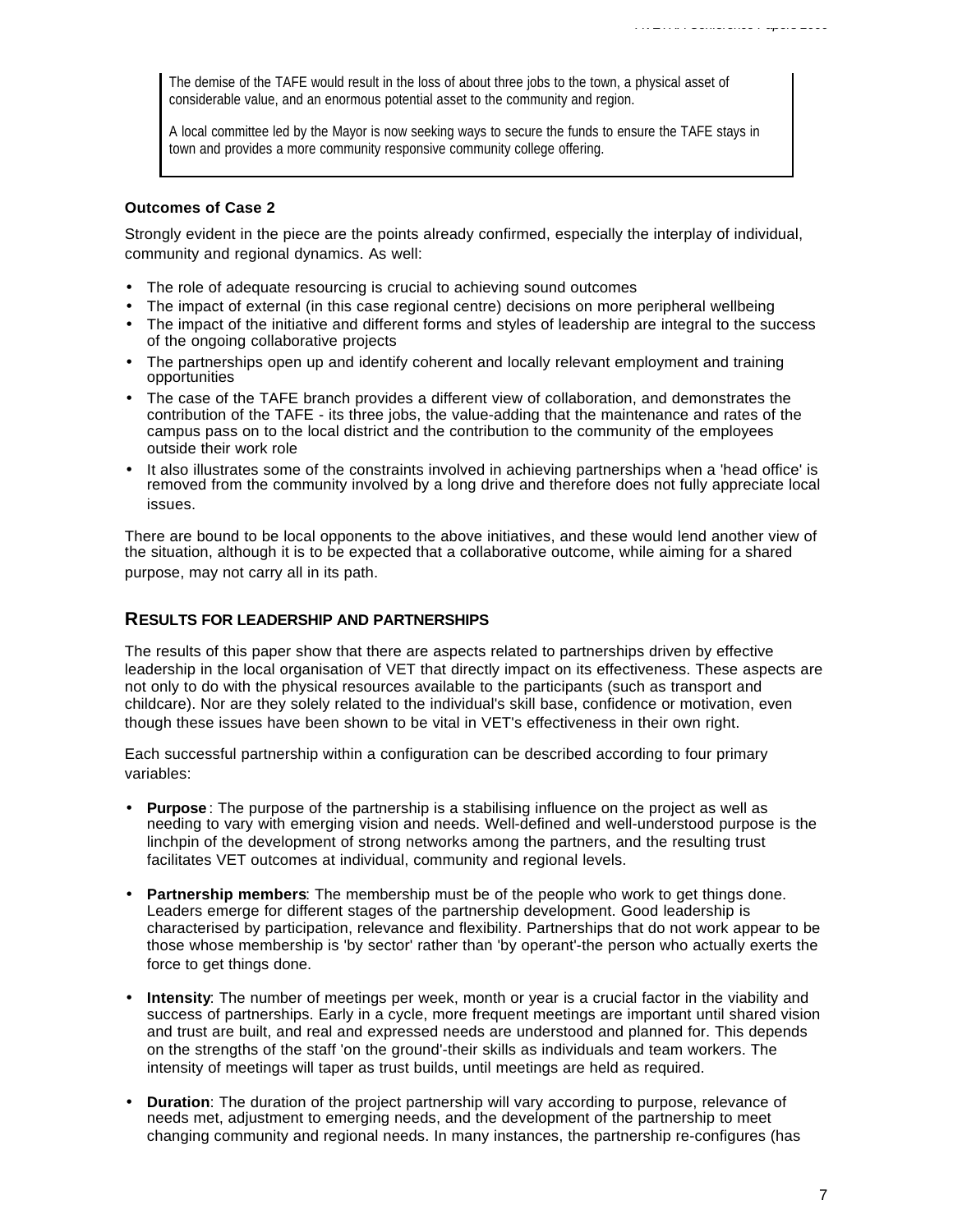The demise of the TAFE would result in the loss of about three jobs to the town, a physical asset of considerable value, and an enormous potential asset to the community and region.

A local committee led by the Mayor is now seeking ways to secure the funds to ensure the TAFE stays in town and provides a more community responsive community college offering.

**Outcomes of Case 2**

Strongly evident in the piece are the points already confirmed, especially the interplay of individual, community and regional dynamics. As well:

- The role of adequate resourcing is crucial to achieving sound outcomes
- The impact of external (in this case regional centre) decisions on more peripheral wellbeing
- The impact of the initiative and different forms and styles of leadership are integral to the success of the ongoing collaborative projects
- The partnerships open up and identify coherent and locally relevant employment and training opportunities
- The case of the TAFE branch provides a different view of collaboration, and demonstrates the contribution of the TAFE - its three jobs, the value-adding that the maintenance and rates of the campus pass on to the local district and the contribution to the community of the employees outside their work role
- It also illustrates some of the constraints involved in achieving partnerships when a 'head office' is removed from the community involved by a long drive and therefore does not fully appreciate local issues.

There are bound to be local opponents to the above initiatives, and these would lend another view of the situation, although it is to be expected that a collaborative outcome, while aiming for a shared purpose, may not carry all in its path.

## RESULTS FOR LEADERSHIP AND PARTNERSHIPS

The results of this paper show that there are aspects related to partnerships driven by effective leadership in the local organisation of VET that directly impact on its effectiveness. These aspects are not only to do with the physical resources available to the participants (such as transport and childcare). Nor are they solely related to the individual's skill base, confidence or motivation, even though these issues have been shown to be vital in VET's effectiveness in their own right.

Each successful partnership within a configuration can be described according to four primary variables:

- **Purpose**: The purpose of the partnership is a stabilising influence on the project as well as needing to vary with emerging vision and needs. Well-defined and well-understood purpose is the linchpin of the development of strong networks among the partners, and the resulting trust facilitates VET outcomes at individual, community and regional levels.

- **Partnership members**: The membership must be of the people who work to get things done. Leaders emerge for different stages of the partnership development. Good leadership is characterised by participation, relevance and flexibility. Partnerships that do not work appear to be those whose membership is 'by sector' rather than 'by operant'-the person who actually exerts the force to get things done.

- **Intensity**: The number of meetings per week, month or year is a crucial factor in the viability and success of partnerships. Early in a cycle, more frequent meetings are important until shared vision and trust are built, and real and expressed needs are understood and planned for. This depends on the strengths of the staff 'on the ground'-their skills as individuals and team workers. The intensity of meetings will taper as trust builds, until meetings are held as required.

- **Duration**: The duration of the project partnership will vary according to purpose, relevance of needs met, adjustment to emerging needs, and the development of the partnership to meet changing community and regional needs. In many instances, the partnership re-configures (has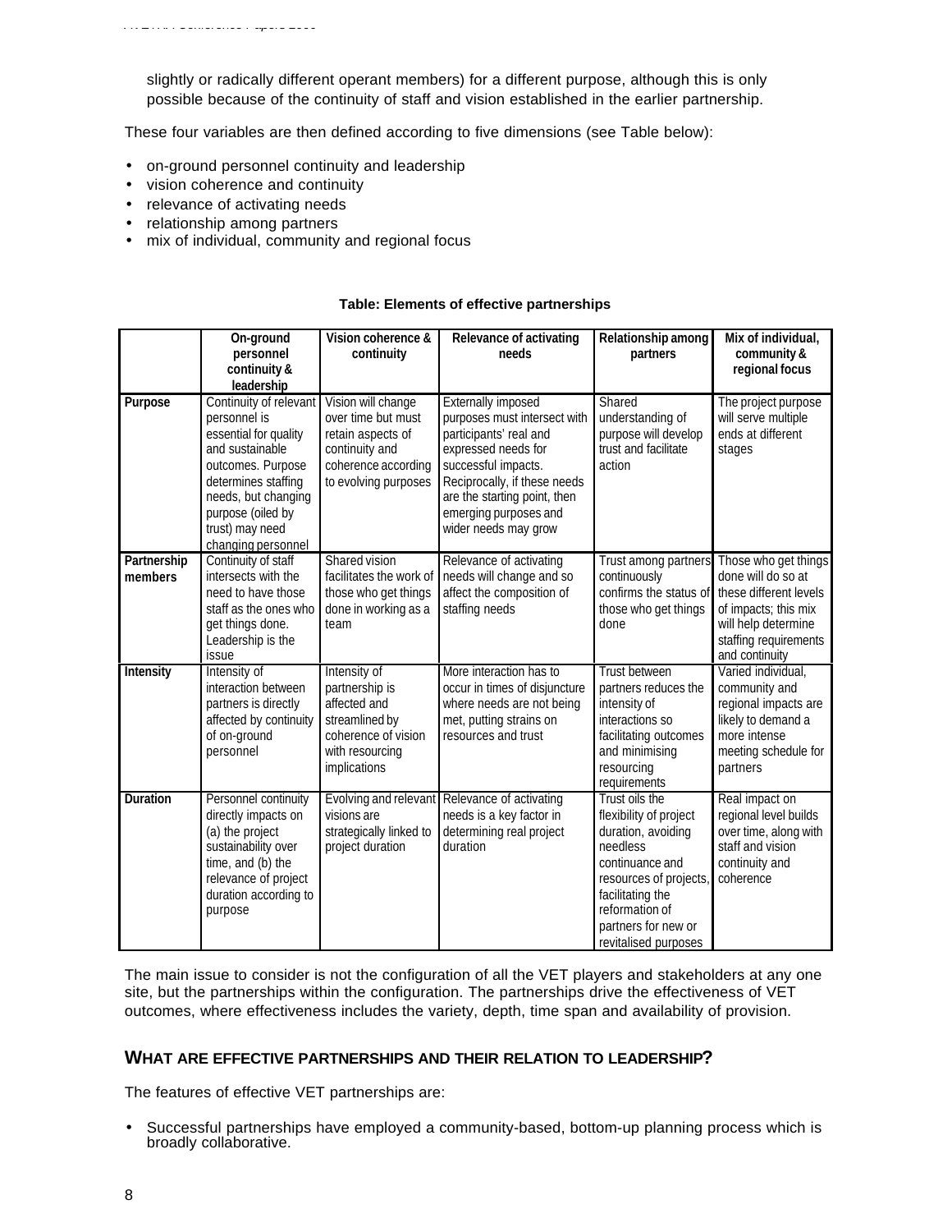slightly or radically different operant members) for a different purpose, although this is only possible because of the continuity of staff and vision established in the earlier partnership.

These four variables are then defined according to five dimensions (see Table below):

- on-ground personnel continuity and leadership
- vision coherence and continuity
- relevance of activating needs
- relationship among partners
- mix of individual, community and regional focus

**Table: Elements of effective partnerships**

| | On-ground personnel continuity & leadership | Vision coherence & continuity | Relevance of activating needs | Relationship among partners | Mix of individual, community & regional focus |
|---|---|---|---|---|---|
| **Purpose** | Continuity of relevant personnel is essential for quality and sustainable outcomes. Purpose determines staffing needs, but changing purpose (oiled by trust) may need changing personnel | Vision will change over time but must retain aspects of continuity and coherence according to evolving purposes | Externally imposed purposes must intersect with participants' real and expressed needs for successful impacts. Reciprocally, if these needs are the starting point, then emerging purposes and wider needs may grow | Shared understanding of purpose will develop trust and facilitate action | The project purpose will serve multiple ends at different stages |
| **Partnership members** | Continuity of staff intersects with the need to have those staff as the ones who get things done. Leadership is the issue | Shared vision facilitates the work of those who get things done in working as a team | Relevance of activating needs will change and so affect the composition of staffing needs | Trust among partners continuously confirms the status of those who get things done | Those who get things done will do so at these different levels of impacts; this mix will help determine staffing requirements and continuity |
| **Intensity** | Intensity of interaction between partners is directly affected by continuity of on-ground personnel | Intensity of partnership is affected and streamlined by coherence of vision with resourcing implications | More interaction has to occur in times of disjuncture where needs are not being met, putting strains on resources and trust | Trust between partners reduces the intensity of interactions so facilitating outcomes and minimising resourcing requirements | Varied individual, community and regional impacts are likely to demand a more intense meeting schedule for partners |
| **Duration** | Personnel continuity directly impacts on (a) the project sustainability over time, and (b) the relevance of project duration according to purpose | Evolving and relevant visions are strategically linked to project duration | Relevance of activating needs is a key factor in determining real project duration | Trust oils the flexibility of project duration, avoiding needless continuance and resources of projects, facilitating the reformation of partners for new or revitalised purposes | Real impact on regional level builds over time, along with staff and vision continuity and coherence |

The main issue to consider is not the configuration of all the VET players and stakeholders at any one site, but the partnerships within the configuration. The partnerships drive the effectiveness of VET outcomes, where effectiveness includes the variety, depth, time span and availability of provision.

## WHAT ARE EFFECTIVE PARTNERSHIPS AND THEIR RELATION TO LEADERSHIP?

The features of effective VET partnerships are:

- Successful partnerships have employed a community-based, bottom-up planning process which is broadly collaborative.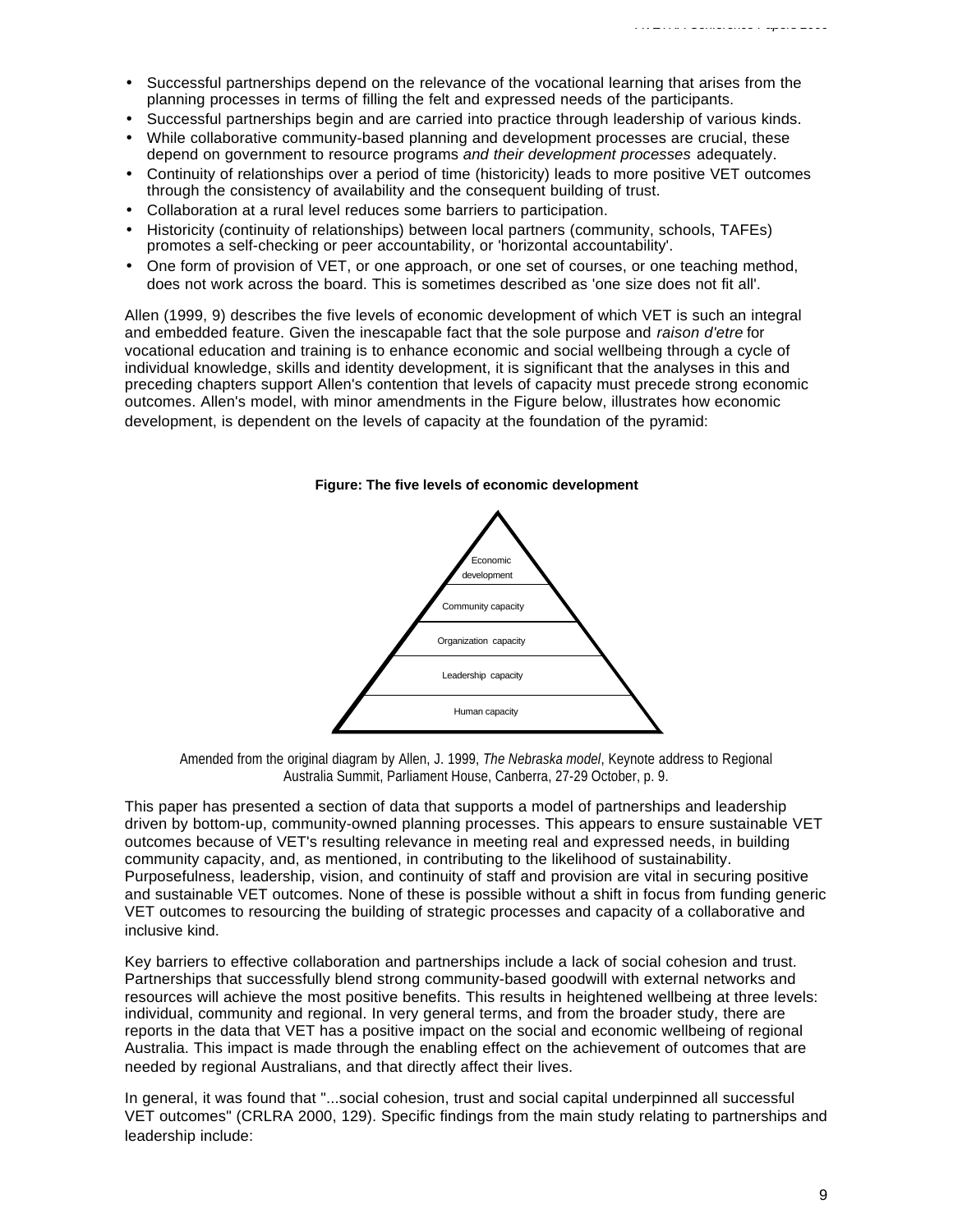- Successful partnerships depend on the relevance of the vocational learning that arises from the planning processes in terms of filling the felt and expressed needs of the participants.
- Successful partnerships begin and are carried into practice through leadership of various kinds.
- While collaborative community-based planning and development processes are crucial, these depend on government to resource programs *and their development processes* adequately.
- Continuity of relationships over a period of time (historicity) leads to more positive VET outcomes through the consistency of availability and the consequent building of trust.
- Collaboration at a rural level reduces some barriers to participation.
- Historicity (continuity of relationships) between local partners (community, schools, TAFEs) promotes a self-checking or peer accountability, or 'horizontal accountability'.
- One form of provision of VET, or one approach, or one set of courses, or one teaching method, does not work across the board. This is sometimes described as 'one size does not fit all'.

Allen (1999, 9) describes the five levels of economic development of which VET is such an integral and embedded feature. Given the inescapable fact that the sole purpose and *raison d'etre* for vocational education and training is to enhance economic and social wellbeing through a cycle of individual knowledge, skills and identity development, it is significant that the analyses in this and preceding chapters support Allen's contention that levels of capacity must precede strong economic outcomes. Allen's model, with minor amendments in the Figure below, illustrates how economic development, is dependent on the levels of capacity at the foundation of the pyramid:

**Figure: The five levels of economic development**

Economic development

Community capacity

Organization capacity

Leadership capacity

Human capacity

Amended from the original diagram by Allen, J. 1999, *The Nebraska model*, Keynote address to Regional Australia Summit, Parliament House, Canberra, 27-29 October, p. 9.

This paper has presented a section of data that supports a model of partnerships and leadership driven by bottom-up, community-owned planning processes. This appears to ensure sustainable VET outcomes because of VET's resulting relevance in meeting real and expressed needs, in building community capacity, and, as mentioned, in contributing to the likelihood of sustainability. Purposefulness, leadership, vision, and continuity of staff and provision are vital in securing positive and sustainable VET outcomes. None of these is possible without a shift in focus from funding generic VET outcomes to resourcing the building of strategic processes and capacity of a collaborative and inclusive kind.

Key barriers to effective collaboration and partnerships include a lack of social cohesion and trust. Partnerships that successfully blend strong community-based goodwill with external networks and resources will achieve the most positive benefits. This results in heightened wellbeing at three levels: individual, community and regional. In very general terms, and from the broader study, there are reports in the data that VET has a positive impact on the social and economic wellbeing of regional Australia. This impact is made through the enabling effect on the achievement of outcomes that are needed by regional Australians, and that directly affect their lives.

In general, it was found that "...social cohesion, trust and social capital underpinned all successful VET outcomes" (CRLRA 2000, 129). Specific findings from the main study relating to partnerships and leadership include: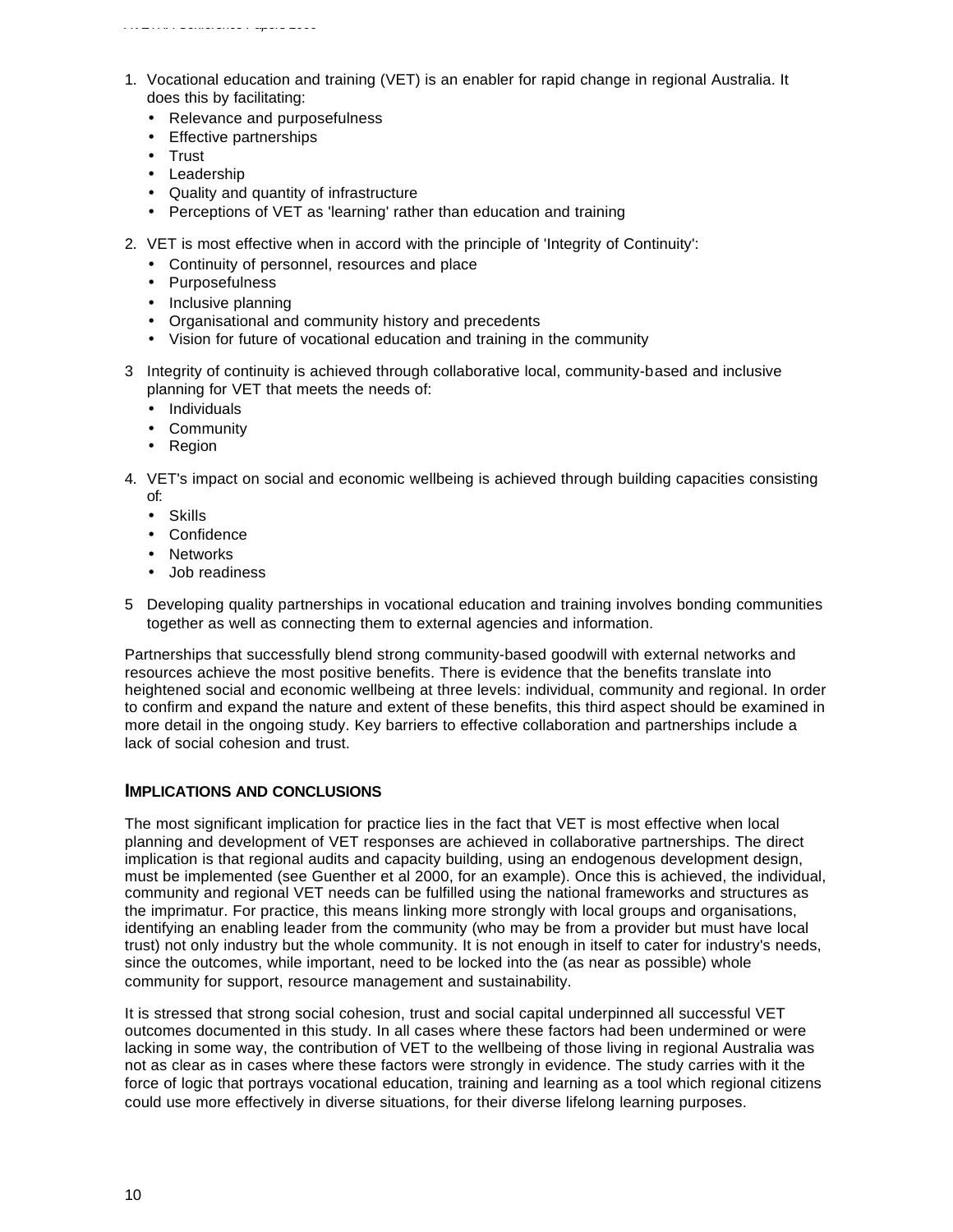1. Vocational education and training (VET) is an enabler for rapid change in regional Australia. It does this by facilitating:
   - Relevance and purposefulness
   - Effective partnerships
   - Trust
   - Leadership
   - Quality and quantity of infrastructure
   - Perceptions of VET as 'learning' rather than education and training

2. VET is most effective when in accord with the principle of 'Integrity of Continuity':
   - Continuity of personnel, resources and place
   - Purposefulness
   - Inclusive planning
   - Organisational and community history and precedents
   - Vision for future of vocational education and training in the community

3 Integrity of continuity is achieved through collaborative local, community-based and inclusive planning for VET that meets the needs of:
   - Individuals
   - Community
   - Region

4. VET's impact on social and economic wellbeing is achieved through building capacities consisting of:
   - Skills
   - Confidence
   - Networks
   - Job readiness

5 Developing quality partnerships in vocational education and training involves bonding communities together as well as connecting them to external agencies and information.

Partnerships that successfully blend strong community-based goodwill with external networks and resources achieve the most positive benefits. There is evidence that the benefits translate into heightened social and economic wellbeing at three levels: individual, community and regional. In order to confirm and expand the nature and extent of these benefits, this third aspect should be examined in more detail in the ongoing study. Key barriers to effective collaboration and partnerships include a lack of social cohesion and trust.

## IMPLICATIONS AND CONCLUSIONS

The most significant implication for practice lies in the fact that VET is most effective when local planning and development of VET responses are achieved in collaborative partnerships. The direct implication is that regional audits and capacity building, using an endogenous development design, must be implemented (see Guenther et al 2000, for an example). Once this is achieved, the individual, community and regional VET needs can be fulfilled using the national frameworks and structures as the imprimatur. For practice, this means linking more strongly with local groups and organisations, identifying an enabling leader from the community (who may be from a provider but must have local trust) not only industry but the whole community. It is not enough in itself to cater for industry's needs, since the outcomes, while important, need to be locked into the (as near as possible) whole community for support, resource management and sustainability.

It is stressed that strong social cohesion, trust and social capital underpinned all successful VET outcomes documented in this study. In all cases where these factors had been undermined or were lacking in some way, the contribution of VET to the wellbeing of those living in regional Australia was not as clear as in cases where these factors were strongly in evidence. The study carries with it the force of logic that portrays vocational education, training and learning as a tool which regional citizens could use more effectively in diverse situations, for their diverse lifelong learning purposes.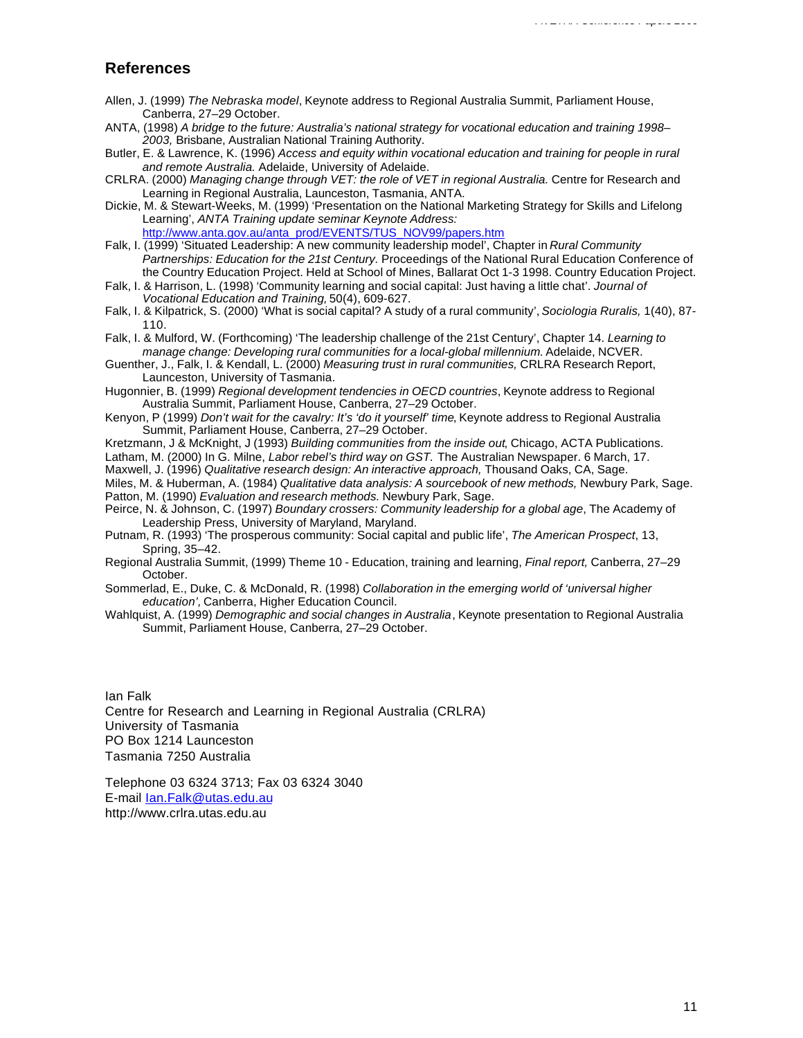## References

Allen, J. (1999) *The Nebraska model*, Keynote address to Regional Australia Summit, Parliament House, Canberra, 27–29 October.

ANTA, (1998) *A bridge to the future: Australia's national strategy for vocational education and training 1998–2003,* Brisbane, Australian National Training Authority.

Butler, E. & Lawrence, K. (1996) *Access and equity within vocational education and training for people in rural and remote Australia.* Adelaide, University of Adelaide.

CRLRA. (2000) *Managing change through VET: the role of VET in regional Australia.* Centre for Research and Learning in Regional Australia, Launceston, Tasmania, ANTA.

Dickie, M. & Stewart-Weeks, M. (1999) 'Presentation on the National Marketing Strategy for Skills and Lifelong Learning', *ANTA Training update seminar Keynote Address:* http://www.anta.gov.au/anta_prod/EVENTS/TUS_NOV99/papers.htm

Falk, I. (1999) 'Situated Leadership: A new community leadership model', Chapter in *Rural Community Partnerships: Education for the 21st Century.* Proceedings of the National Rural Education Conference of the Country Education Project. Held at School of Mines, Ballarat Oct 1-3 1998. Country Education Project.

Falk, I. & Harrison, L. (1998) 'Community learning and social capital: Just having a little chat'. *Journal of Vocational Education and Training,* 50(4), 609-627.

Falk, I. & Kilpatrick, S. (2000) 'What is social capital? A study of a rural community', *Sociologia Ruralis,* 1(40), 87-110.

Falk, I. & Mulford, W. (Forthcoming) 'The leadership challenge of the 21st Century', Chapter 14. *Learning to manage change: Developing rural communities for a local-global millennium.* Adelaide, NCVER.

Guenther, J., Falk, I. & Kendall, L. (2000) *Measuring trust in rural communities,* CRLRA Research Report, Launceston, University of Tasmania.

Hugonnier, B. (1999) *Regional development tendencies in OECD countries*, Keynote address to Regional Australia Summit, Parliament House, Canberra, 27–29 October.

Kenyon, P (1999) *Don't wait for the cavalry: It's 'do it yourself' time*, Keynote address to Regional Australia Summit, Parliament House, Canberra, 27–29 October.

Kretzmann, J & McKnight, J (1993) *Building communities from the inside out*, Chicago, ACTA Publications.

Latham, M. (2000) In G. Milne, *Labor rebel's third way on GST.* The Australian Newspaper. 6 March, 17.

Maxwell, J. (1996) *Qualitative research design: An interactive approach,* Thousand Oaks, CA, Sage.

Miles, M. & Huberman, A. (1984) *Qualitative data analysis: A sourcebook of new methods,* Newbury Park, Sage.

Patton, M. (1990) *Evaluation and research methods.* Newbury Park, Sage.

Peirce, N. & Johnson, C. (1997) *Boundary crossers: Community leadership for a global age*, The Academy of Leadership Press, University of Maryland, Maryland.

Putnam, R. (1993) 'The prosperous community: Social capital and public life', *The American Prospect*, 13, Spring, 35–42.

Regional Australia Summit, (1999) Theme 10 - Education, training and learning, *Final report,* Canberra, 27–29 October.

Sommerlad, E., Duke, C. & McDonald, R. (1998) *Collaboration in the emerging world of 'universal higher education',* Canberra, Higher Education Council.

Wahlquist, A. (1999) *Demographic and social changes in Australia*, Keynote presentation to Regional Australia Summit, Parliament House, Canberra, 27–29 October.

Ian Falk
Centre for Research and Learning in Regional Australia (CRLRA)
University of Tasmania
PO Box 1214 Launceston
Tasmania 7250 Australia

Telephone 03 6324 3713; Fax 03 6324 3040
E-mail Ian.Falk@utas.edu.au
http://www.crlra.utas.edu.au